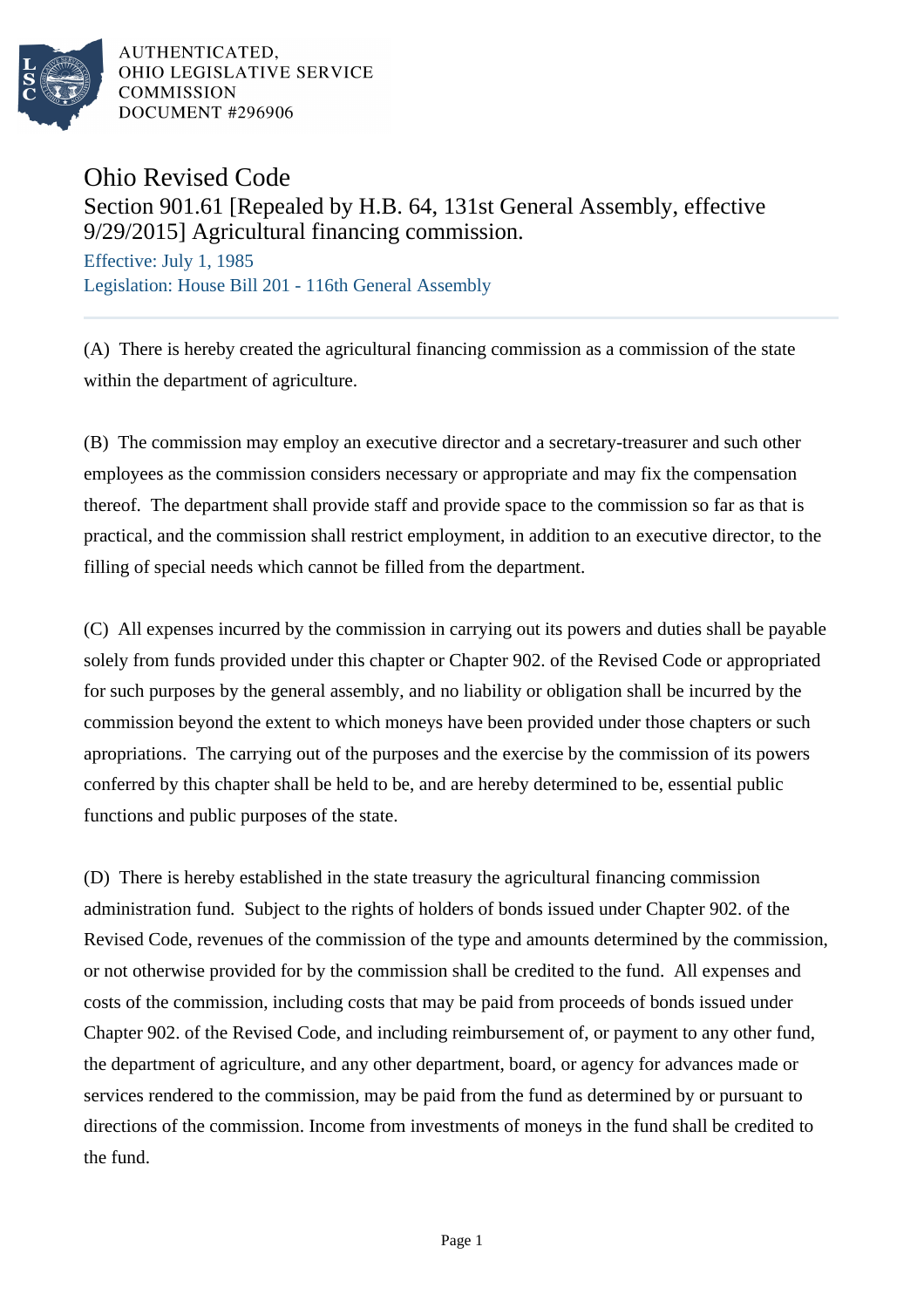# Ohio Revised Code

## Section 901.61 [Repealed by H.B. 64, 131st General Assembly, effective 9/29/2015] Agricultural financing commission.

Effective: July 1, 1985

Legislation: House Bill 201 - 116th General Assembly

(A) There is hereby created the agricultural financing commission as a commission of the state within the department of agriculture.

(B) The commission may employ an executive director and a secretary-treasurer and such other employees as the commission considers necessary or appropriate and may fix the compensation thereof. The department shall provide staff and provide space to the commission so far as that is practical, and the commission shall restrict employment, in addition to an executive director, to the filling of special needs which cannot be filled from the department.

(C) All expenses incurred by the commission in carrying out its powers and duties shall be payable solely from funds provided under this chapter or Chapter 902. of the Revised Code or appropriated for such purposes by the general assembly, and no liability or obligation shall be incurred by the commission beyond the extent to which moneys have been provided under those chapters or such apropriations. The carrying out of the purposes and the exercise by the commission of its powers conferred by this chapter shall be held to be, and are hereby determined to be, essential public functions and public purposes of the state.

(D) There is hereby established in the state treasury the agricultural financing commission administration fund. Subject to the rights of holders of bonds issued under Chapter 902. of the Revised Code, revenues of the commission of the type and amounts determined by the commission, or not otherwise provided for by the commission shall be credited to the fund. All expenses and costs of the commission, including costs that may be paid from proceeds of bonds issued under Chapter 902. of the Revised Code, and including reimbursement of, or payment to any other fund, the department of agriculture, and any other department, board, or agency for advances made or services rendered to the commission, may be paid from the fund as determined by or pursuant to directions of the commission. Income from investments of moneys in the fund shall be credited to the fund.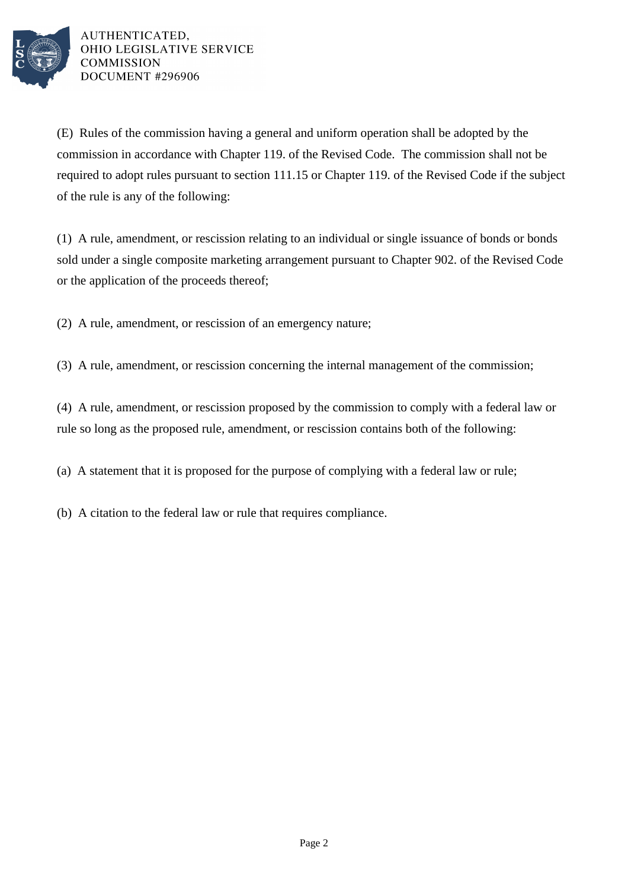(E) Rules of the commission having a general and uniform operation shall be adopted by the commission in accordance with Chapter 119. of the Revised Code. The commission shall not be required to adopt rules pursuant to section 111.15 or Chapter 119. of the Revised Code if the subject of the rule is any of the following:

(1) A rule, amendment, or rescission relating to an individual or single issuance of bonds or bonds sold under a single composite marketing arrangement pursuant to Chapter 902. of the Revised Code or the application of the proceeds thereof;

(2) A rule, amendment, or rescission of an emergency nature;

(3) A rule, amendment, or rescission concerning the internal management of the commission;

(4) A rule, amendment, or rescission proposed by the commission to comply with a federal law or rule so long as the proposed rule, amendment, or rescission contains both of the following:

(a) A statement that it is proposed for the purpose of complying with a federal law or rule;

(b) A citation to the federal law or rule that requires compliance.